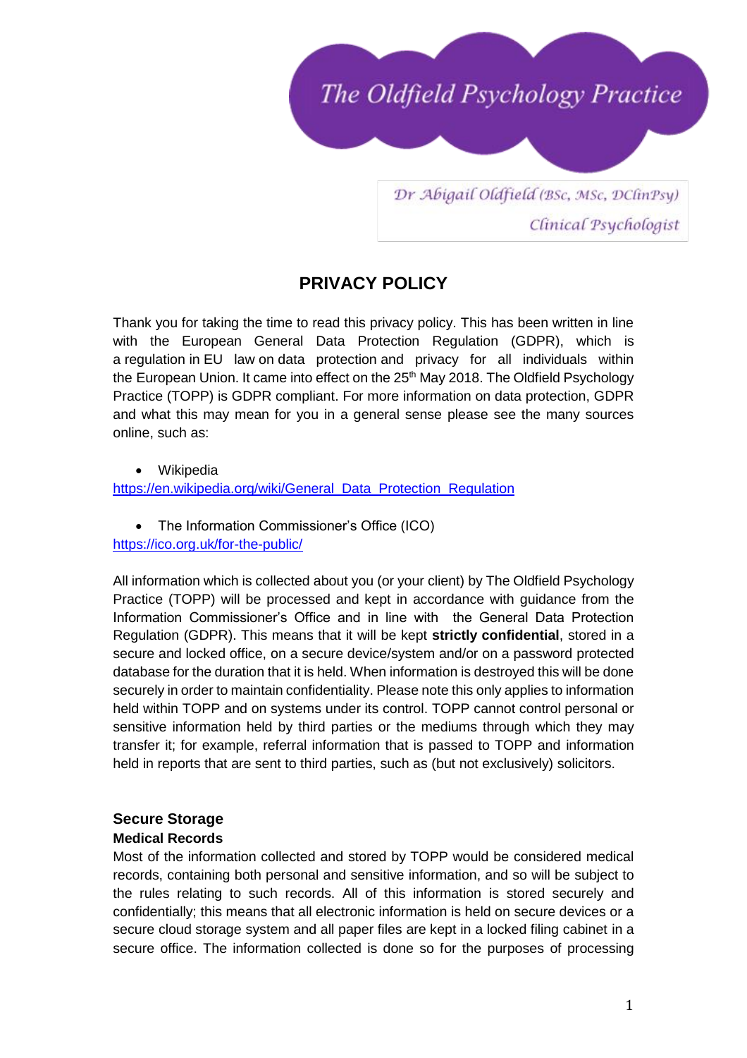The Oldfield Psychology Practice

Dr Abigail Oldfield (BSc, MSc, DClinPsy)
Clinical Psychologist

# PRIVACY POLICY

Thank you for taking the time to read this privacy policy. This has been written in line with the European General Data Protection Regulation (GDPR), which is a regulation in EU law on data protection and privacy for all individuals within the European Union. It came into effect on the 25th May 2018. The Oldfield Psychology Practice (TOPP) is GDPR compliant. For more information on data protection, GDPR and what this may mean for you in a general sense please see the many sources online, such as:

- Wikipedia

https://en.wikipedia.org/wiki/General_Data_Protection_Regulation

- The Information Commissioner's Office (ICO)

https://ico.org.uk/for-the-public/

All information which is collected about you (or your client) by The Oldfield Psychology Practice (TOPP) will be processed and kept in accordance with guidance from the Information Commissioner's Office and in line with the General Data Protection Regulation (GDPR). This means that it will be kept **strictly confidential**, stored in a secure and locked office, on a secure device/system and/or on a password protected database for the duration that it is held. When information is destroyed this will be done securely in order to maintain confidentiality. Please note this only applies to information held within TOPP and on systems under its control. TOPP cannot control personal or sensitive information held by third parties or the mediums through which they may transfer it; for example, referral information that is passed to TOPP and information held in reports that are sent to third parties, such as (but not exclusively) solicitors.

## Secure Storage

### Medical Records

Most of the information collected and stored by TOPP would be considered medical records, containing both personal and sensitive information, and so will be subject to the rules relating to such records. All of this information is stored securely and confidentially; this means that all electronic information is held on secure devices or a secure cloud storage system and all paper files are kept in a locked filing cabinet in a secure office. The information collected is done so for the purposes of processing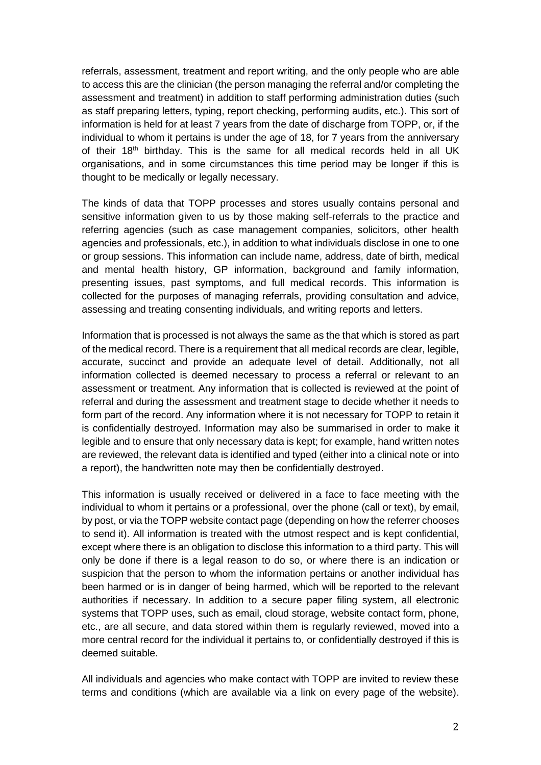referrals, assessment, treatment and report writing, and the only people who are able to access this are the clinician (the person managing the referral and/or completing the assessment and treatment) in addition to staff performing administration duties (such as staff preparing letters, typing, report checking, performing audits, etc.). This sort of information is held for at least 7 years from the date of discharge from TOPP, or, if the individual to whom it pertains is under the age of 18, for 7 years from the anniversary of their 18th birthday. This is the same for all medical records held in all UK organisations, and in some circumstances this time period may be longer if this is thought to be medically or legally necessary.

The kinds of data that TOPP processes and stores usually contains personal and sensitive information given to us by those making self-referrals to the practice and referring agencies (such as case management companies, solicitors, other health agencies and professionals, etc.), in addition to what individuals disclose in one to one or group sessions. This information can include name, address, date of birth, medical and mental health history, GP information, background and family information, presenting issues, past symptoms, and full medical records. This information is collected for the purposes of managing referrals, providing consultation and advice, assessing and treating consenting individuals, and writing reports and letters.

Information that is processed is not always the same as the that which is stored as part of the medical record. There is a requirement that all medical records are clear, legible, accurate, succinct and provide an adequate level of detail. Additionally, not all information collected is deemed necessary to process a referral or relevant to an assessment or treatment. Any information that is collected is reviewed at the point of referral and during the assessment and treatment stage to decide whether it needs to form part of the record. Any information where it is not necessary for TOPP to retain it is confidentially destroyed. Information may also be summarised in order to make it legible and to ensure that only necessary data is kept; for example, hand written notes are reviewed, the relevant data is identified and typed (either into a clinical note or into a report), the handwritten note may then be confidentially destroyed.

This information is usually received or delivered in a face to face meeting with the individual to whom it pertains or a professional, over the phone (call or text), by email, by post, or via the TOPP website contact page (depending on how the referrer chooses to send it). All information is treated with the utmost respect and is kept confidential, except where there is an obligation to disclose this information to a third party. This will only be done if there is a legal reason to do so, or where there is an indication or suspicion that the person to whom the information pertains or another individual has been harmed or is in danger of being harmed, which will be reported to the relevant authorities if necessary. In addition to a secure paper filing system, all electronic systems that TOPP uses, such as email, cloud storage, website contact form, phone, etc., are all secure, and data stored within them is regularly reviewed, moved into a more central record for the individual it pertains to, or confidentially destroyed if this is deemed suitable.

All individuals and agencies who make contact with TOPP are invited to review these terms and conditions (which are available via a link on every page of the website).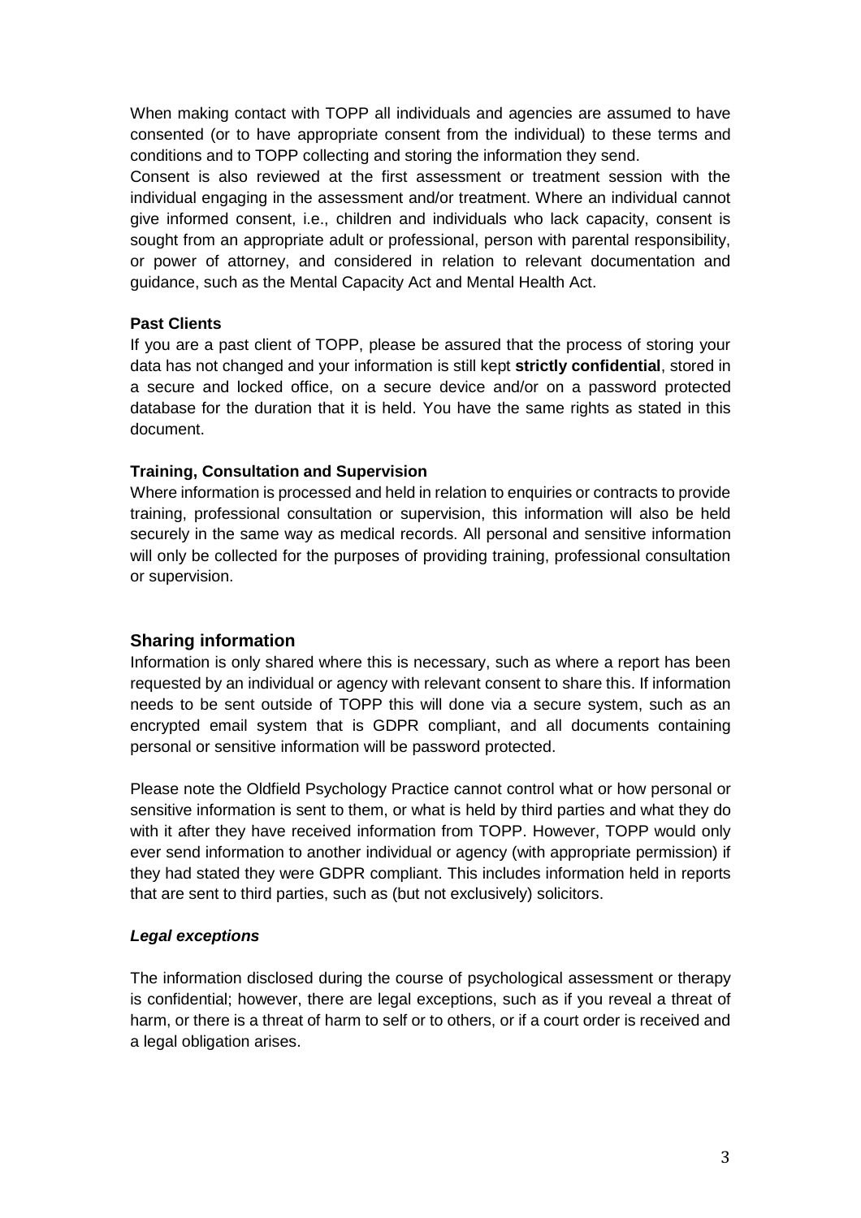When making contact with TOPP all individuals and agencies are assumed to have consented (or to have appropriate consent from the individual) to these terms and conditions and to TOPP collecting and storing the information they send.

Consent is also reviewed at the first assessment or treatment session with the individual engaging in the assessment and/or treatment. Where an individual cannot give informed consent, i.e., children and individuals who lack capacity, consent is sought from an appropriate adult or professional, person with parental responsibility, or power of attorney, and considered in relation to relevant documentation and guidance, such as the Mental Capacity Act and Mental Health Act.

**Past Clients**

If you are a past client of TOPP, please be assured that the process of storing your data has not changed and your information is still kept **strictly confidential**, stored in a secure and locked office, on a secure device and/or on a password protected database for the duration that it is held. You have the same rights as stated in this document.

**Training, Consultation and Supervision**

Where information is processed and held in relation to enquiries or contracts to provide training, professional consultation or supervision, this information will also be held securely in the same way as medical records. All personal and sensitive information will only be collected for the purposes of providing training, professional consultation or supervision.

## Sharing information

Information is only shared where this is necessary, such as where a report has been requested by an individual or agency with relevant consent to share this. If information needs to be sent outside of TOPP this will done via a secure system, such as an encrypted email system that is GDPR compliant, and all documents containing personal or sensitive information will be password protected.

Please note the Oldfield Psychology Practice cannot control what or how personal or sensitive information is sent to them, or what is held by third parties and what they do with it after they have received information from TOPP. However, TOPP would only ever send information to another individual or agency (with appropriate permission) if they had stated they were GDPR compliant. This includes information held in reports that are sent to third parties, such as (but not exclusively) solicitors.

***Legal exceptions***

The information disclosed during the course of psychological assessment or therapy is confidential; however, there are legal exceptions, such as if you reveal a threat of harm, or there is a threat of harm to self or to others, or if a court order is received and a legal obligation arises.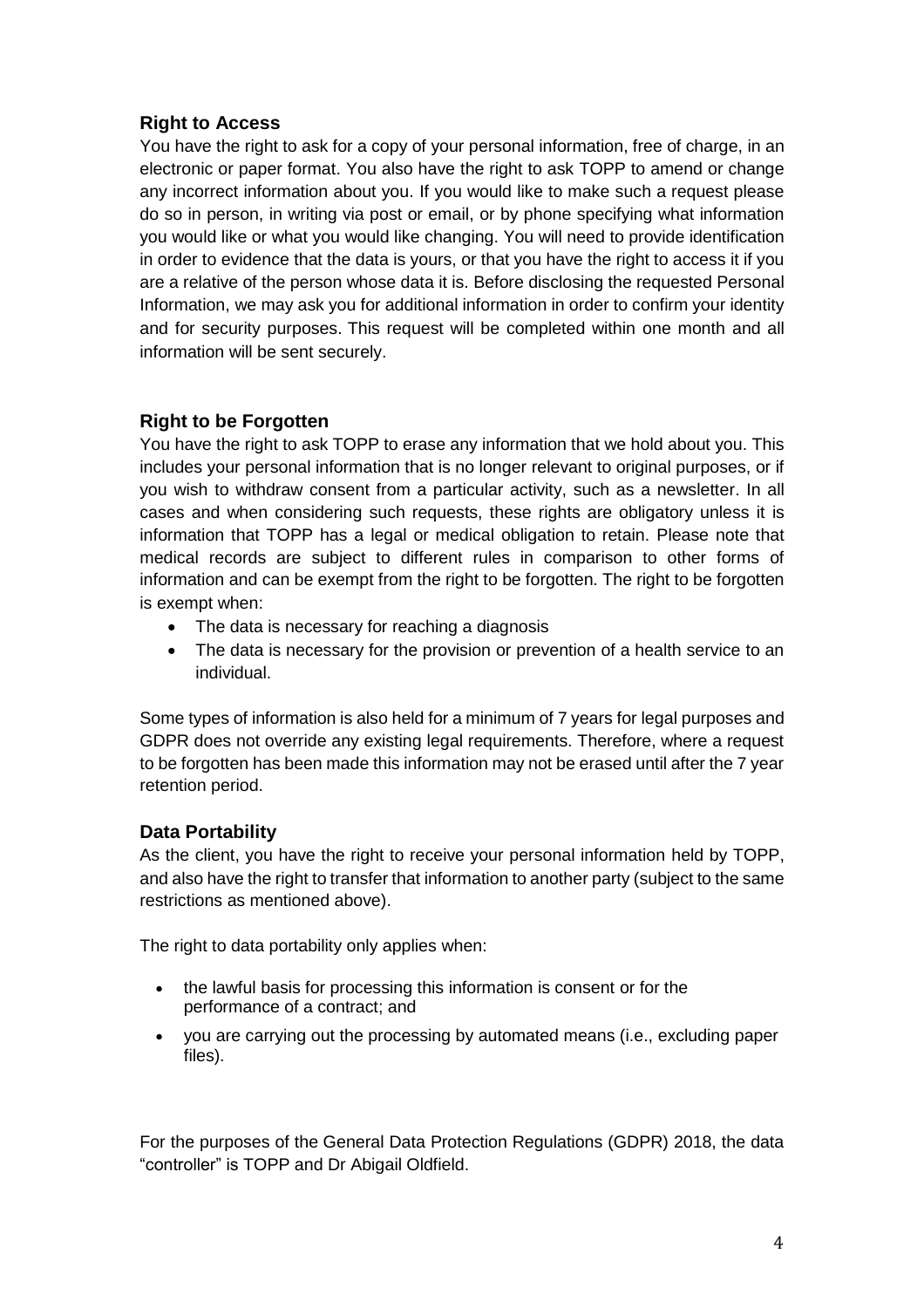## Right to Access

You have the right to ask for a copy of your personal information, free of charge, in an electronic or paper format. You also have the right to ask TOPP to amend or change any incorrect information about you. If you would like to make such a request please do so in person, in writing via post or email, or by phone specifying what information you would like or what you would like changing. You will need to provide identification in order to evidence that the data is yours, or that you have the right to access it if you are a relative of the person whose data it is. Before disclosing the requested Personal Information, we may ask you for additional information in order to confirm your identity and for security purposes. This request will be completed within one month and all information will be sent securely.

## Right to be Forgotten

You have the right to ask TOPP to erase any information that we hold about you. This includes your personal information that is no longer relevant to original purposes, or if you wish to withdraw consent from a particular activity, such as a newsletter. In all cases and when considering such requests, these rights are obligatory unless it is information that TOPP has a legal or medical obligation to retain. Please note that medical records are subject to different rules in comparison to other forms of information and can be exempt from the right to be forgotten. The right to be forgotten is exempt when:

- The data is necessary for reaching a diagnosis
- The data is necessary for the provision or prevention of a health service to an individual.

Some types of information is also held for a minimum of 7 years for legal purposes and GDPR does not override any existing legal requirements. Therefore, where a request to be forgotten has been made this information may not be erased until after the 7 year retention period.

## Data Portability

As the client, you have the right to receive your personal information held by TOPP, and also have the right to transfer that information to another party (subject to the same restrictions as mentioned above).

The right to data portability only applies when:

- the lawful basis for processing this information is consent or for the performance of a contract; and
- you are carrying out the processing by automated means (i.e., excluding paper files).

For the purposes of the General Data Protection Regulations (GDPR) 2018, the data "controller" is TOPP and Dr Abigail Oldfield.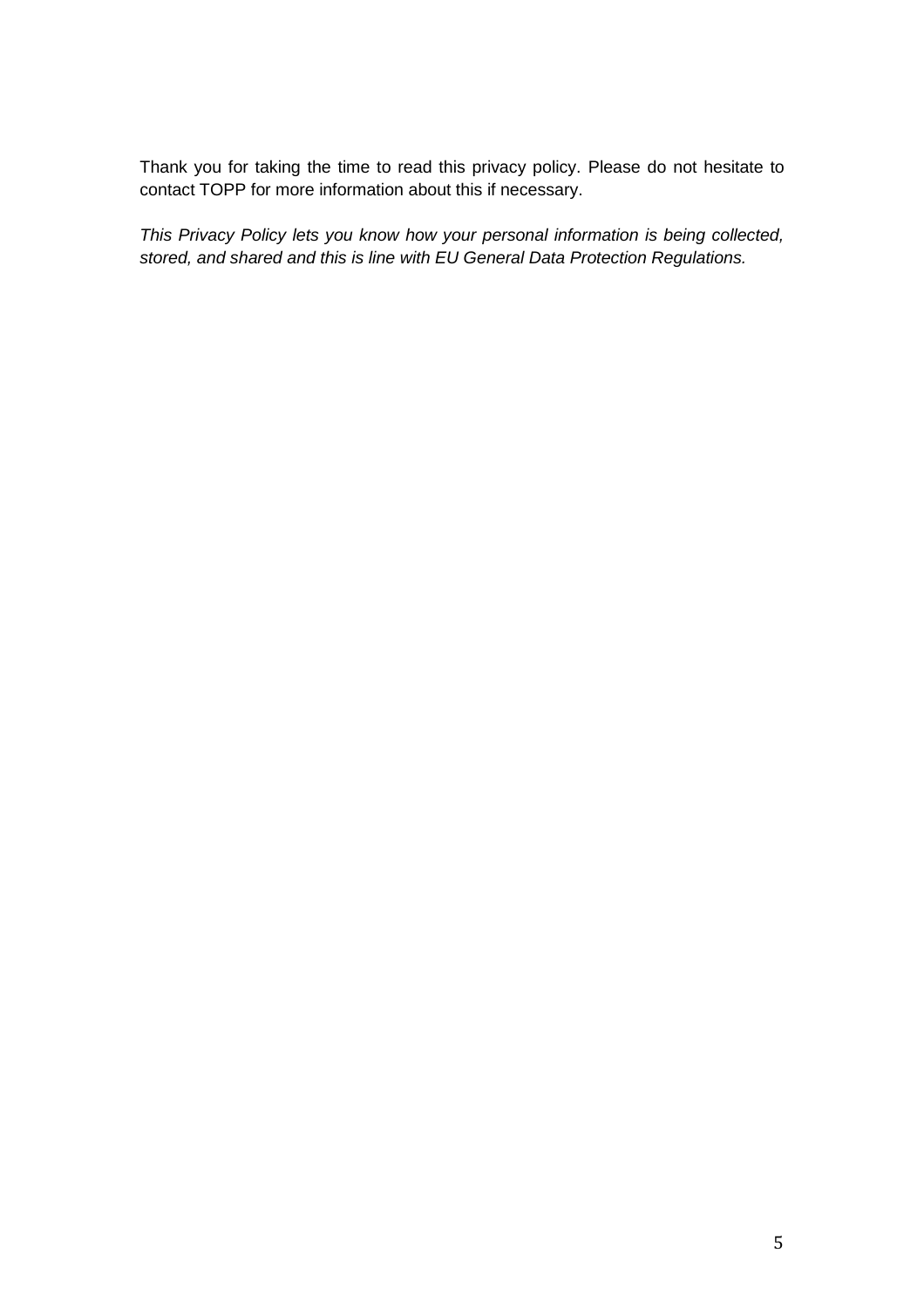Thank you for taking the time to read this privacy policy. Please do not hesitate to contact TOPP for more information about this if necessary.

*This Privacy Policy lets you know how your personal information is being collected, stored, and shared and this is line with EU General Data Protection Regulations.*